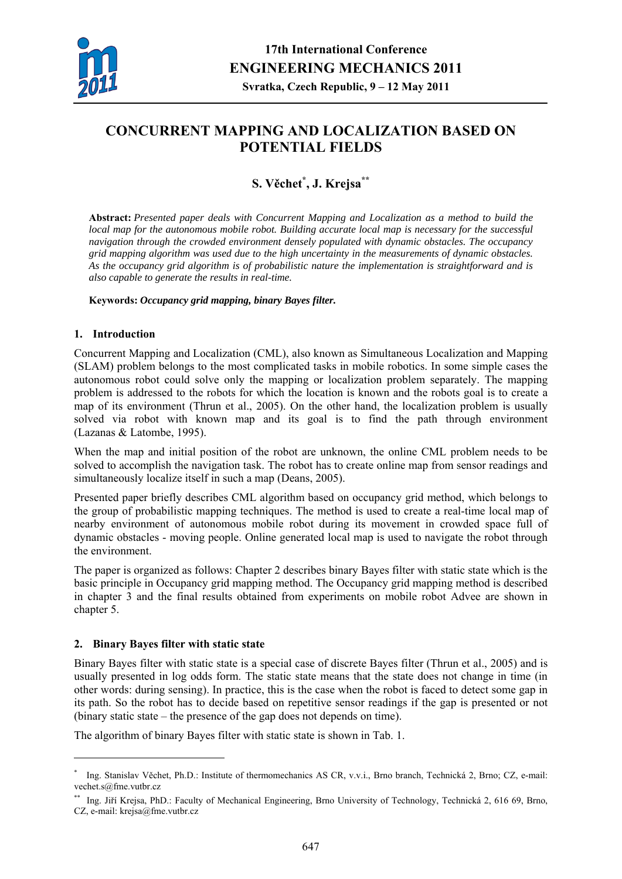# CONCURRENT MAPPING AND LOCALIZATION BASED ON POTENTIAL FIELDS

**S. Věchet[*], J. Krejsa[**]**

**Abstract:** *Presented paper deals with Concurrent Mapping and Localization as a method to build the local map for the autonomous mobile robot. Building accurate local map is necessary for the successful navigation through the crowded environment densely populated with dynamic obstacles. The occupancy grid mapping algorithm was used due to the high uncertainty in the measurements of dynamic obstacles. As the occupancy grid algorithm is of probabilistic nature the implementation is straightforward and is also capable to generate the results in real-time.*

**Keywords:** ***Occupancy grid mapping, binary Bayes filter.***

## 1. Introduction

Concurrent Mapping and Localization (CML), also known as Simultaneous Localization and Mapping (SLAM) problem belongs to the most complicated tasks in mobile robotics. In some simple cases the autonomous robot could solve only the mapping or localization problem separately. The mapping problem is addressed to the robots for which the location is known and the robots goal is to create a map of its environment (Thrun et al., 2005). On the other hand, the localization problem is usually solved via robot with known map and its goal is to find the path through environment (Lazanas & Latombe, 1995).

When the map and initial position of the robot are unknown, the online CML problem needs to be solved to accomplish the navigation task. The robot has to create online map from sensor readings and simultaneously localize itself in such a map (Deans, 2005).

Presented paper briefly describes CML algorithm based on occupancy grid method, which belongs to the group of probabilistic mapping techniques. The method is used to create a real-time local map of nearby environment of autonomous mobile robot during its movement in crowded space full of dynamic obstacles - moving people. Online generated local map is used to navigate the robot through the environment.

The paper is organized as follows: Chapter 2 describes binary Bayes filter with static state which is the basic principle in Occupancy grid mapping method. The Occupancy grid mapping method is described in chapter 3 and the final results obtained from experiments on mobile robot Advee are shown in chapter 5.

## 2. Binary Bayes filter with static state

Binary Bayes filter with static state is a special case of discrete Bayes filter (Thrun et al., 2005) and is usually presented in log odds form. The static state means that the state does not change in time (in other words: during sensing). In practice, this is the case when the robot is faced to detect some gap in its path. So the robot has to decide based on repetitive sensor readings if the gap is presented or not (binary static state – the presence of the gap does not depends on time).

The algorithm of binary Bayes filter with static state is shown in Tab. 1.

---

[*] Ing. Stanislav Věchet, Ph.D.: Institute of thermomechanics AS CR, v.v.i., Brno branch, Technická 2, Brno; CZ, e-mail: vechet.s@fme.vutbr.cz

[**] Ing. Jiří Krejsa, PhD.: Faculty of Mechanical Engineering, Brno University of Technology, Technická 2, 616 69, Brno, CZ, e-mail: krejsa@fme.vutbr.cz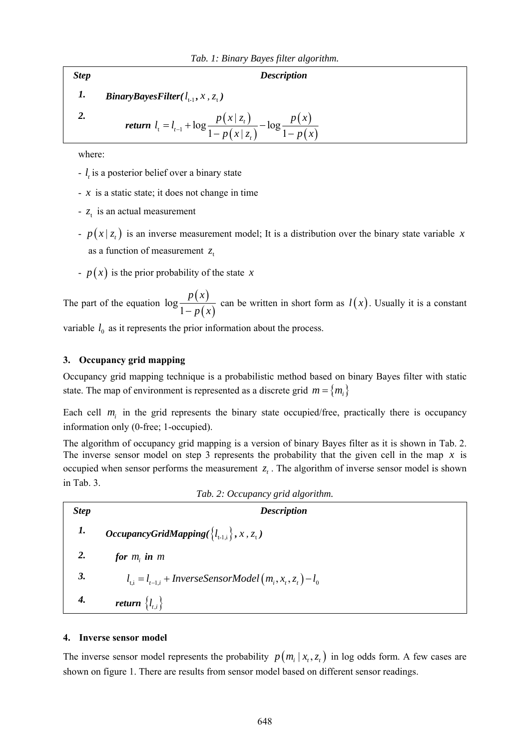*Tab. 1: Binary Bayes filter algorithm.*

| *Step* | *Description* |
|---|---|
| ***1.*** | ***BinaryBayesFilter(*** $l_{t-1}$ ***,*** $x$ ***,*** $z_t$ ***)*** |
| ***2.*** | ***return*** $l_t = l_{t-1} + \log \frac{p(x \mid z_t)}{1 - p(x \mid z_t)} - \log \frac{p(x)}{1 - p(x)}$ |

where:

- $l_t$ is a posterior belief over a binary state
- $x$ is a static state; it does not change in time
- $z_t$ is an actual measurement
- $p(x \mid z_t)$ is an inverse measurement model; It is a distribution over the binary state variable $x$ as a function of measurement $z_t$
- $p(x)$ is the prior probability of the state $x$

The part of the equation $\log \frac{p(x)}{1 - p(x)}$ can be written in short form as $l(x)$. Usually it is a constant variable $l_0$ as it represents the prior information about the process.

## 3. Occupancy grid mapping

Occupancy grid mapping technique is a probabilistic method based on binary Bayes filter with static state. The map of environment is represented as a discrete grid $m = \{m_i\}$

Each cell $m_i$ in the grid represents the binary state occupied/free, practically there is occupancy information only (0-free; 1-occupied).

The algorithm of occupancy grid mapping is a version of binary Bayes filter as it is shown in Tab. 2. The inverse sensor model on step 3 represents the probability that the given cell in the map $x$ is occupied when sensor performs the measurement $z_t$. The algorithm of inverse sensor model is shown in Tab. 3.

*Tab. 2: Occupancy grid algorithm.*

| *Step* | *Description* |
|---|---|
| ***1.*** | ***OccupancyGridMapping(*** $\{l_{t-1,i}\}$ ***,*** $x$ ***,*** $z_t$ ***)*** |
| ***2.*** | ***for*** $m_i$ ***in*** $m$ |
| ***3.*** | $l_{t,i} = l_{t-1,i} + InverseSensorModel(m_i, x_t, z_t) - l_0$ |
| ***4.*** | ***return*** $\{l_{t,i}\}$ |

## 4. Inverse sensor model

The inverse sensor model represents the probability $p(m_i \mid x_t, z_t)$ in log odds form. A few cases are shown on figure 1. There are results from sensor model based on different sensor readings.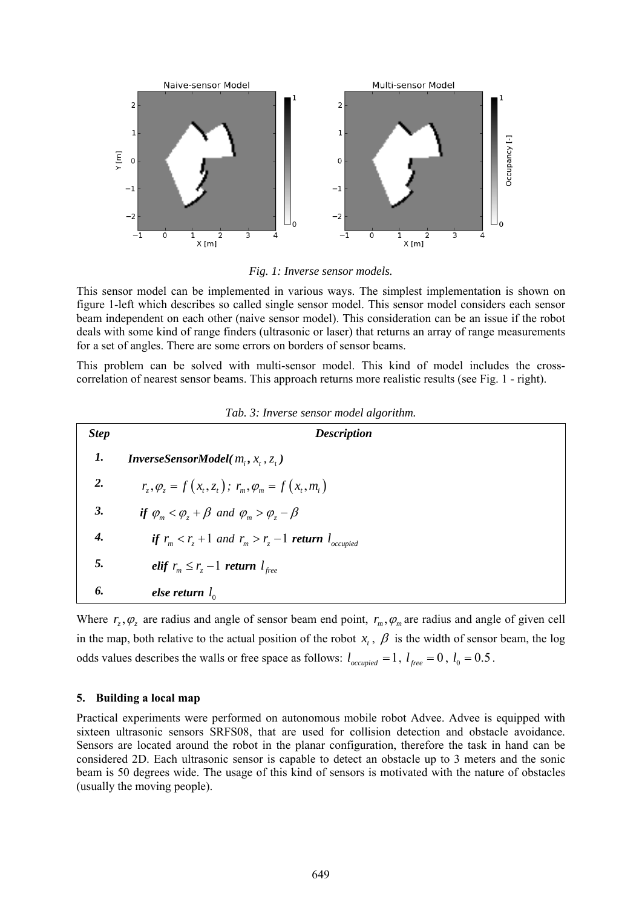*Fig. 1: Inverse sensor models.*

This sensor model can be implemented in various ways. The simplest implementation is shown on figure 1-left which describes so called single sensor model. This sensor model considers each sensor beam independent on each other (naive sensor model). This consideration can be an issue if the robot deals with some kind of range finders (ultrasonic or laser) that returns an array of range measurements for a set of angles. There are some errors on borders of sensor beams.

This problem can be solved with multi-sensor model. This kind of model includes the cross-correlation of nearest sensor beams. This approach returns more realistic results (see Fig. 1 - right).

*Tab. 3: Inverse sensor model algorithm.*

| ***Step*** | ***Description*** |
|---|---|
| ***1.*** | ***InverseSensorModel(*** $m_i, x_t, z_t$ ***)*** |
| ***2.*** | $r_z, \varphi_z = f(x_t, z_t)$; $r_m, \varphi_m = f(x_t, m_i)$ |
| ***3.*** | ***if*** $\varphi_m < \varphi_z + \beta$ *and* $\varphi_m > \varphi_z - \beta$ |
| ***4.*** | ***if*** $r_m < r_z + 1$ *and* $r_m > r_z - 1$ ***return*** $l_{occupied}$ |
| ***5.*** | ***elif*** $r_m \leq r_z - 1$ ***return*** $l_{free}$ |
| ***6.*** | ***else return*** $l_0$ |

Where $r_z, \varphi_z$ are radius and angle of sensor beam end point, $r_m, \varphi_m$ are radius and angle of given cell in the map, both relative to the actual position of the robot $x_t$, $\beta$ is the width of sensor beam, the log odds values describes the walls or free space as follows: $l_{occupied} = 1$, $l_{free} = 0$, $l_0 = 0.5$.

## 5. Building a local map

Practical experiments were performed on autonomous mobile robot Advee. Advee is equipped with sixteen ultrasonic sensors SRFS08, that are used for collision detection and obstacle avoidance. Sensors are located around the robot in the planar configuration, therefore the task in hand can be considered 2D. Each ultrasonic sensor is capable to detect an obstacle up to 3 meters and the sonic beam is 50 degrees wide. The usage of this kind of sensors is motivated with the nature of obstacles (usually the moving people).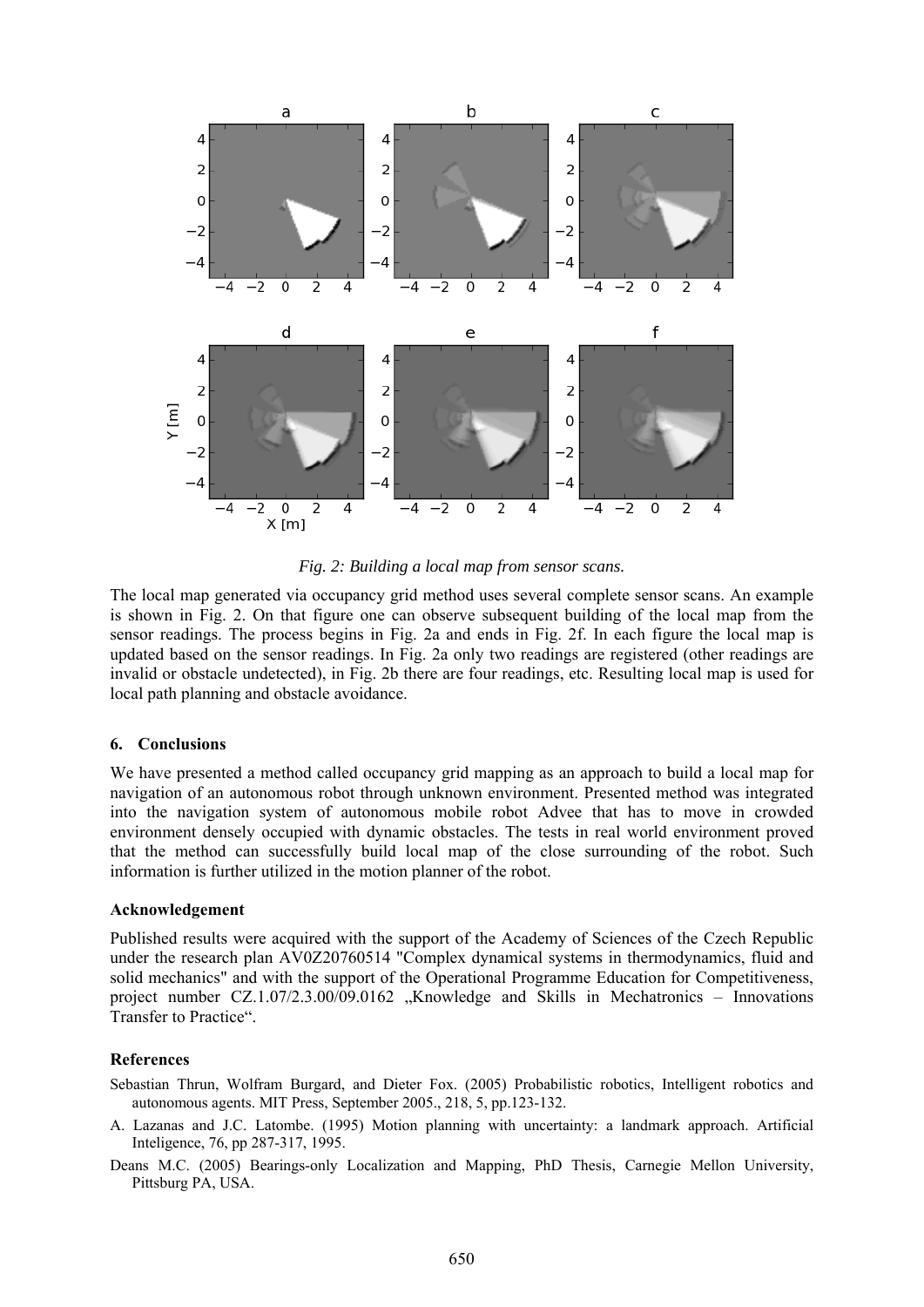a

b

c

d

e

f

4
2
0
−2
−4

−4 −2 0 2 4

Y [m]

X [m]

*Fig. 2: Building a local map from sensor scans.*

The local map generated via occupancy grid method uses several complete sensor scans. An example is shown in Fig. 2. On that figure one can observe subsequent building of the local map from the sensor readings. The process begins in Fig. 2a and ends in Fig. 2f. In each figure the local map is updated based on the sensor readings. In Fig. 2a only two readings are registered (other readings are invalid or obstacle undetected), in Fig. 2b there are four readings, etc. Resulting local map is used for local path planning and obstacle avoidance.

## 6. Conclusions

We have presented a method called occupancy grid mapping as an approach to build a local map for navigation of an autonomous robot through unknown environment. Presented method was integrated into the navigation system of autonomous mobile robot Advee that has to move in crowded environment densely occupied with dynamic obstacles. The tests in real world environment proved that the method can successfully build local map of the close surrounding of the robot. Such information is further utilized in the motion planner of the robot.

## Acknowledgement

Published results were acquired with the support of the Academy of Sciences of the Czech Republic under the research plan AV0Z20760514 "Complex dynamical systems in thermodynamics, fluid and solid mechanics" and with the support of the Operational Programme Education for Competitiveness, project number CZ.1.07/2.3.00/09.0162 „Knowledge and Skills in Mechatronics – Innovations Transfer to Practice".

## References

Sebastian Thrun, Wolfram Burgard, and Dieter Fox. (2005) Probabilistic robotics, Intelligent robotics and autonomous agents. MIT Press, September 2005., 218, 5, pp.123-132.

A. Lazanas and J.C. Latombe. (1995) Motion planning with uncertainty: a landmark approach. Artificial Inteligence, 76, pp 287-317, 1995.

Deans M.C. (2005) Bearings-only Localization and Mapping, PhD Thesis, Carnegie Mellon University, Pittsburg PA, USA.